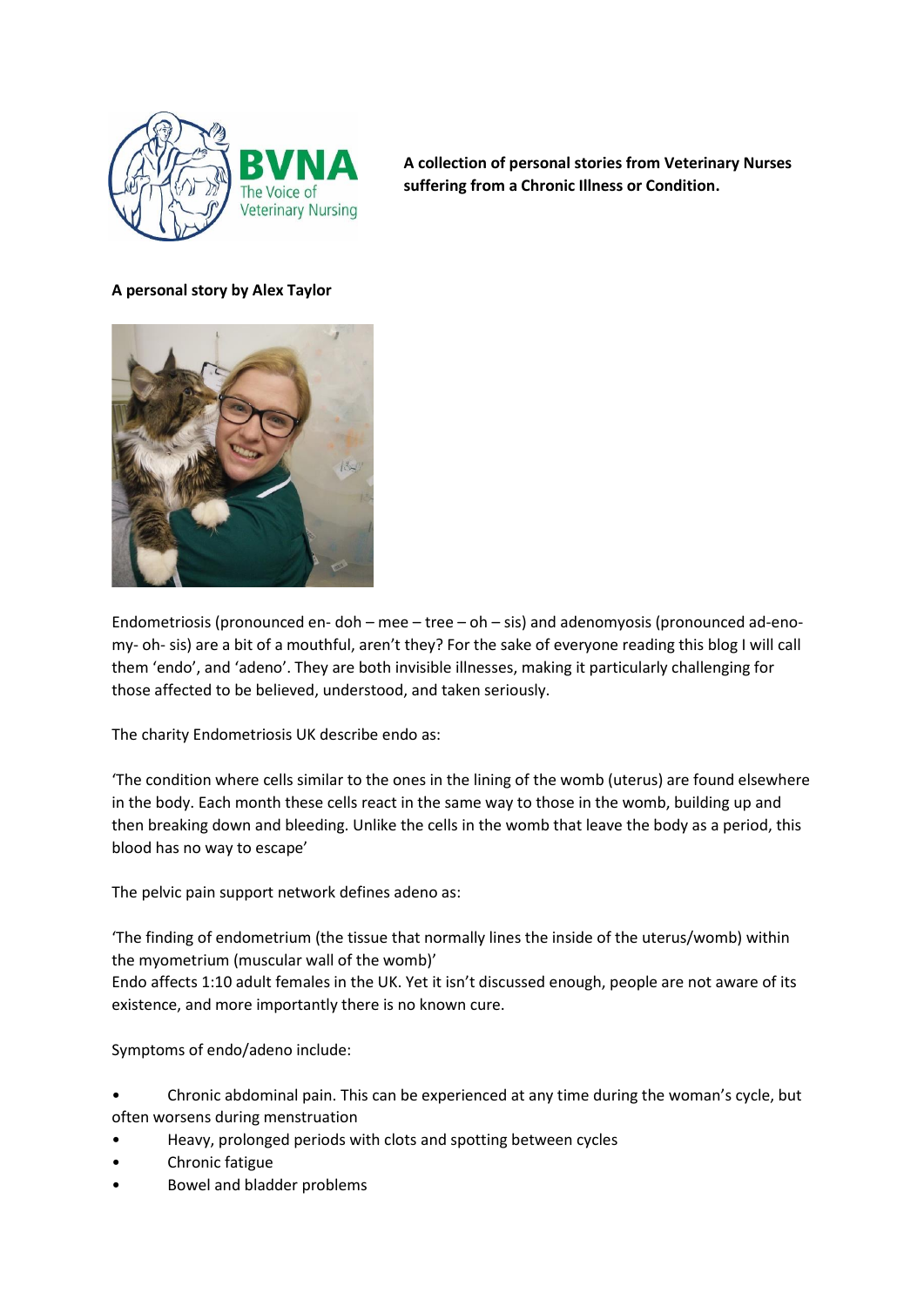**A collection of personal stories from Veterinary Nurses suffering from a Chronic Illness or Condition.**

**A personal story by Alex Taylor**

Endometriosis (pronounced en- doh – mee – tree – oh – sis) and adenomyosis (pronounced ad-eno-my- oh- sis) are a bit of a mouthful, aren't they? For the sake of everyone reading this blog I will call them 'endo', and 'adeno'. They are both invisible illnesses, making it particularly challenging for those affected to be believed, understood, and taken seriously.

The charity Endometriosis UK describe endo as:

'The condition where cells similar to the ones in the lining of the womb (uterus) are found elsewhere in the body. Each month these cells react in the same way to those in the womb, building up and then breaking down and bleeding. Unlike the cells in the womb that leave the body as a period, this blood has no way to escape'

The pelvic pain support network defines adeno as:

'The finding of endometrium (the tissue that normally lines the inside of the uterus/womb) within the myometrium (muscular wall of the womb)'

Endo affects 1:10 adult females in the UK. Yet it isn't discussed enough, people are not aware of its existence, and more importantly there is no known cure.

Symptoms of endo/adeno include:

- Chronic abdominal pain. This can be experienced at any time during the woman's cycle, but often worsens during menstruation
- Heavy, prolonged periods with clots and spotting between cycles
- Chronic fatigue
- Bowel and bladder problems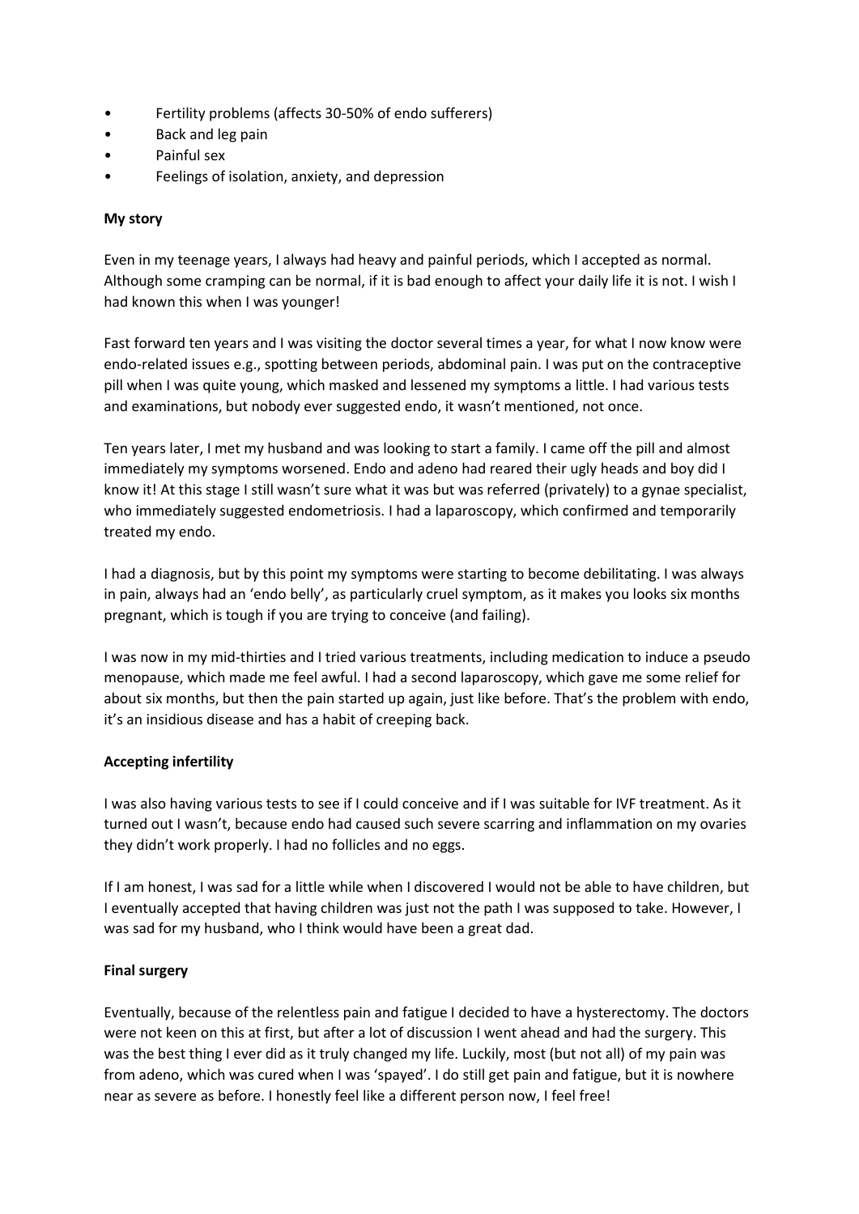- Fertility problems (affects 30-50% of endo sufferers)
- Back and leg pain
- Painful sex
- Feelings of isolation, anxiety, and depression

**My story**

Even in my teenage years, I always had heavy and painful periods, which I accepted as normal. Although some cramping can be normal, if it is bad enough to affect your daily life it is not. I wish I had known this when I was younger!

Fast forward ten years and I was visiting the doctor several times a year, for what I now know were endo-related issues e.g., spotting between periods, abdominal pain. I was put on the contraceptive pill when I was quite young, which masked and lessened my symptoms a little. I had various tests and examinations, but nobody ever suggested endo, it wasn't mentioned, not once.

Ten years later, I met my husband and was looking to start a family. I came off the pill and almost immediately my symptoms worsened. Endo and adeno had reared their ugly heads and boy did I know it! At this stage I still wasn't sure what it was but was referred (privately) to a gynae specialist, who immediately suggested endometriosis. I had a laparoscopy, which confirmed and temporarily treated my endo.

I had a diagnosis, but by this point my symptoms were starting to become debilitating. I was always in pain, always had an 'endo belly', as particularly cruel symptom, as it makes you looks six months pregnant, which is tough if you are trying to conceive (and failing).

I was now in my mid-thirties and I tried various treatments, including medication to induce a pseudo menopause, which made me feel awful. I had a second laparoscopy, which gave me some relief for about six months, but then the pain started up again, just like before. That's the problem with endo, it's an insidious disease and has a habit of creeping back.

**Accepting infertility**

I was also having various tests to see if I could conceive and if I was suitable for IVF treatment. As it turned out I wasn't, because endo had caused such severe scarring and inflammation on my ovaries they didn't work properly. I had no follicles and no eggs.

If I am honest, I was sad for a little while when I discovered I would not be able to have children, but I eventually accepted that having children was just not the path I was supposed to take. However, I was sad for my husband, who I think would have been a great dad.

**Final surgery**

Eventually, because of the relentless pain and fatigue I decided to have a hysterectomy. The doctors were not keen on this at first, but after a lot of discussion I went ahead and had the surgery. This was the best thing I ever did as it truly changed my life. Luckily, most (but not all) of my pain was from adeno, which was cured when I was 'spayed'. I do still get pain and fatigue, but it is nowhere near as severe as before. I honestly feel like a different person now, I feel free!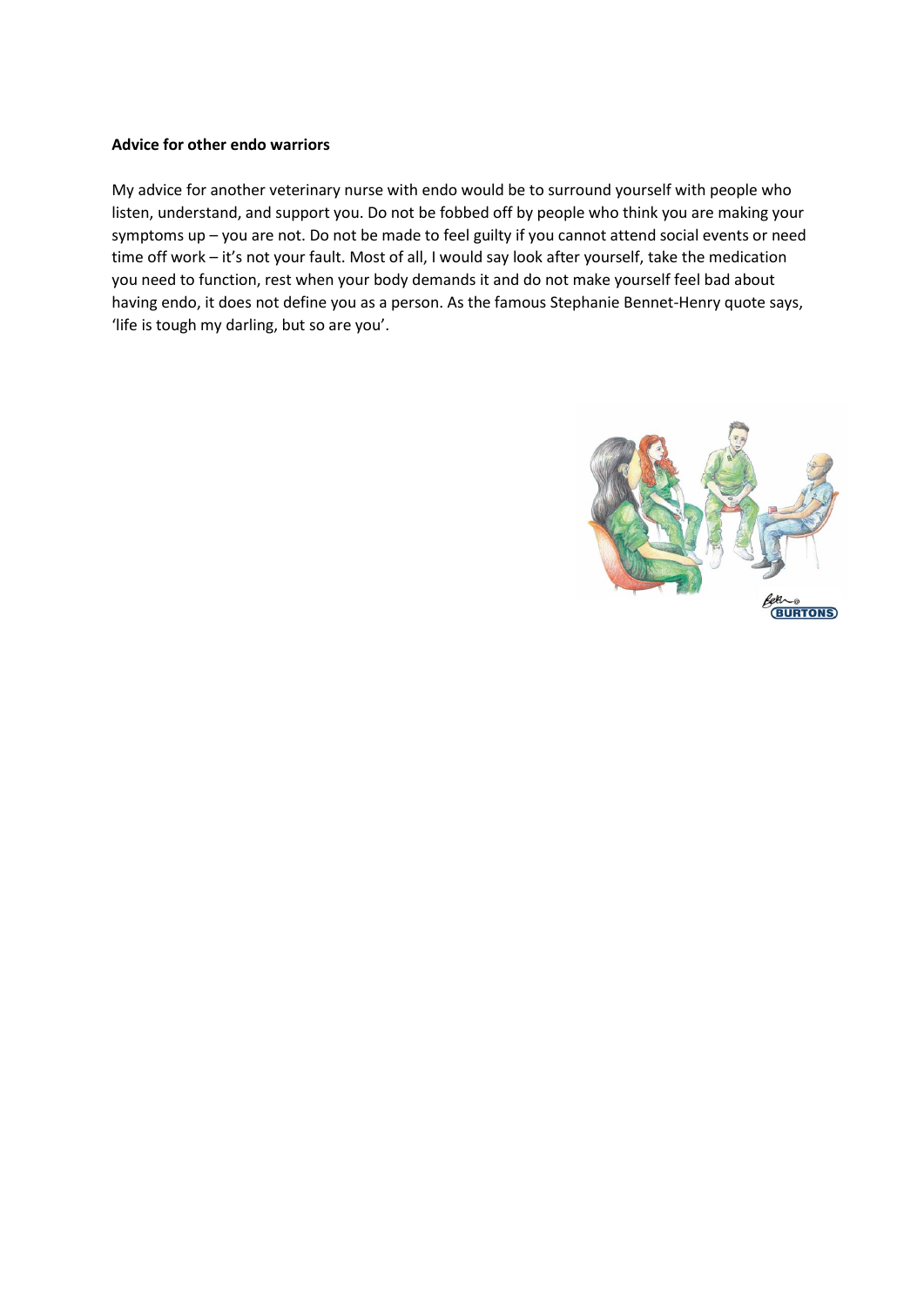**Advice for other endo warriors**

My advice for another veterinary nurse with endo would be to surround yourself with people who listen, understand, and support you. Do not be fobbed off by people who think you are making your symptoms up – you are not. Do not be made to feel guilty if you cannot attend social events or need time off work – it's not your fault. Most of all, I would say look after yourself, take the medication you need to function, rest when your body demands it and do not make yourself feel bad about having endo, it does not define you as a person. As the famous Stephanie Bennet-Henry quote says, 'life is tough my darling, but so are you'.